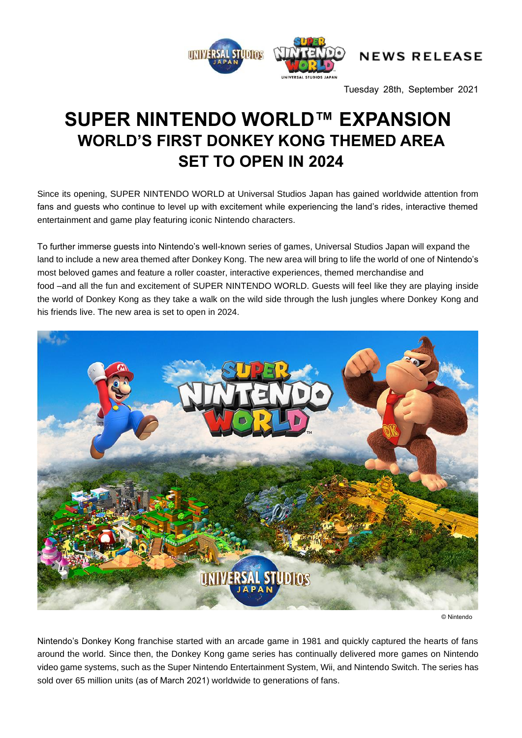NEWS RELEASE

Tuesday 28th, September 2021

# SUPER NINTENDO WORLD™ EXPANSION
## WORLD'S FIRST DONKEY KONG THEMED AREA
## SET TO OPEN IN 2024

Since its opening, SUPER NINTENDO WORLD at Universal Studios Japan has gained worldwide attention from fans and guests who continue to level up with excitement while experiencing the land's rides, interactive themed entertainment and game play featuring iconic Nintendo characters.

To further immerse guests into Nintendo's well-known series of games, Universal Studios Japan will expand the land to include a new area themed after Donkey Kong. The new area will bring to life the world of one of Nintendo's most beloved games and feature a roller coaster, interactive experiences, themed merchandise and food –and all the fun and excitement of SUPER NINTENDO WORLD. Guests will feel like they are playing inside the world of Donkey Kong as they take a walk on the wild side through the lush jungles where Donkey Kong and his friends live. The new area is set to open in 2024.

© Nintendo

Nintendo's Donkey Kong franchise started with an arcade game in 1981 and quickly captured the hearts of fans around the world. Since then, the Donkey Kong game series has continually delivered more games on Nintendo video game systems, such as the Super Nintendo Entertainment System, Wii, and Nintendo Switch. The series has sold over 65 million units (as of March 2021) worldwide to generations of fans.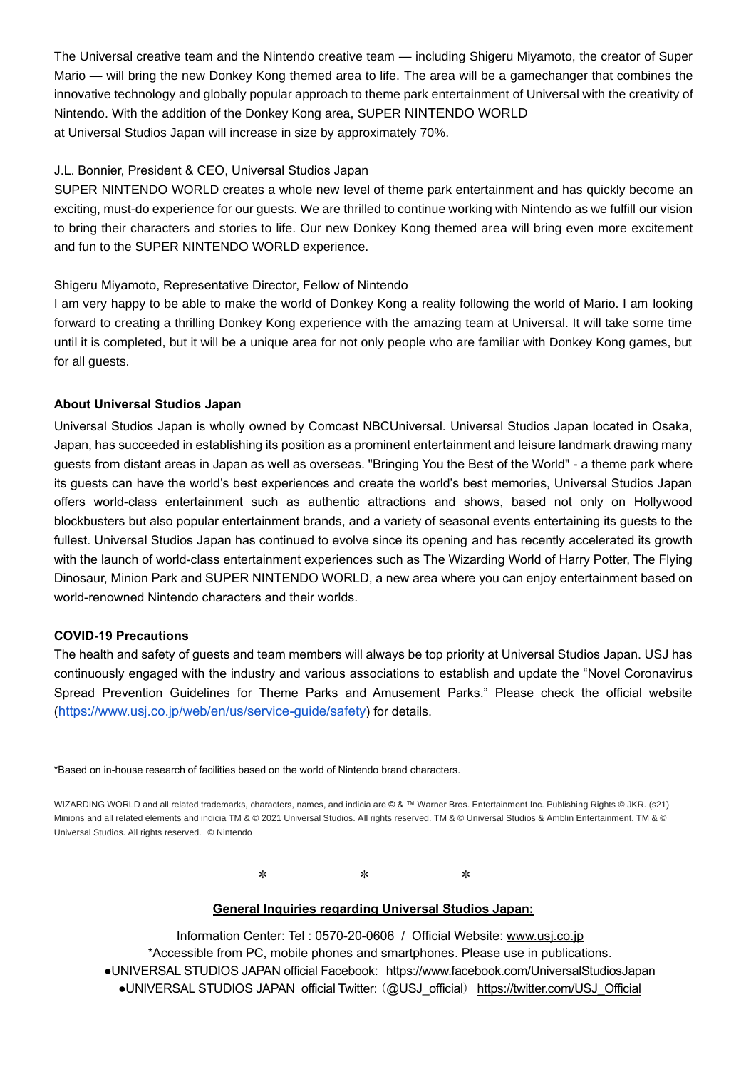The Universal creative team and the Nintendo creative team — including Shigeru Miyamoto, the creator of Super Mario — will bring the new Donkey Kong themed area to life. The area will be a gamechanger that combines the innovative technology and globally popular approach to theme park entertainment of Universal with the creativity of Nintendo. With the addition of the Donkey Kong area, SUPER NINTENDO WORLD at Universal Studios Japan will increase in size by approximately 70%.

<u>J.L. Bonnier, President & CEO, Universal Studios Japan</u>

SUPER NINTENDO WORLD creates a whole new level of theme park entertainment and has quickly become an exciting, must-do experience for our guests. We are thrilled to continue working with Nintendo as we fulfill our vision to bring their characters and stories to life. Our new Donkey Kong themed area will bring even more excitement and fun to the SUPER NINTENDO WORLD experience.

<u>Shigeru Miyamoto, Representative Director, Fellow of Nintendo</u>

I am very happy to be able to make the world of Donkey Kong a reality following the world of Mario. I am looking forward to creating a thrilling Donkey Kong experience with the amazing team at Universal. It will take some time until it is completed, but it will be a unique area for not only people who are familiar with Donkey Kong games, but for all guests.

**About Universal Studios Japan**

Universal Studios Japan is wholly owned by Comcast NBCUniversal. Universal Studios Japan located in Osaka, Japan, has succeeded in establishing its position as a prominent entertainment and leisure landmark drawing many guests from distant areas in Japan as well as overseas. "Bringing You the Best of the World" - a theme park where its guests can have the world's best experiences and create the world's best memories, Universal Studios Japan offers world-class entertainment such as authentic attractions and shows, based not only on Hollywood blockbusters but also popular entertainment brands, and a variety of seasonal events entertaining its guests to the fullest. Universal Studios Japan has continued to evolve since its opening and has recently accelerated its growth with the launch of world-class entertainment experiences such as The Wizarding World of Harry Potter, The Flying Dinosaur, Minion Park and SUPER NINTENDO WORLD, a new area where you can enjoy entertainment based on world-renowned Nintendo characters and their worlds.

**COVID-19 Precautions**

The health and safety of guests and team members will always be top priority at Universal Studios Japan. USJ has continuously engaged with the industry and various associations to establish and update the "Novel Coronavirus Spread Prevention Guidelines for Theme Parks and Amusement Parks." Please check the official website (https://www.usj.co.jp/web/en/us/service-guide/safety) for details.

*Based on in-house research of facilities based on the world of Nintendo brand characters.

WIZARDING WORLD and all related trademarks, characters, names, and indicia are © & ™ Warner Bros. Entertainment Inc. Publishing Rights © JKR. (s21) Minions and all related elements and indicia TM & © 2021 Universal Studios. All rights reserved. TM & © Universal Studios & Amblin Entertainment. TM & © Universal Studios. All rights reserved. © Nintendo

＊ ＊ ＊

**<u>General Inquiries regarding Universal Studios Japan:</u>**

Information Center: Tel : 0570-20-0606 / Official Website: www.usj.co.jp

*Accessible from PC, mobile phones and smartphones. Please use in publications.

●UNIVERSAL STUDIOS JAPAN official Facebook: https://www.facebook.com/UniversalStudiosJapan

●UNIVERSAL STUDIOS JAPAN official Twitter:（@USJ_official） https://twitter.com/USJ_Official